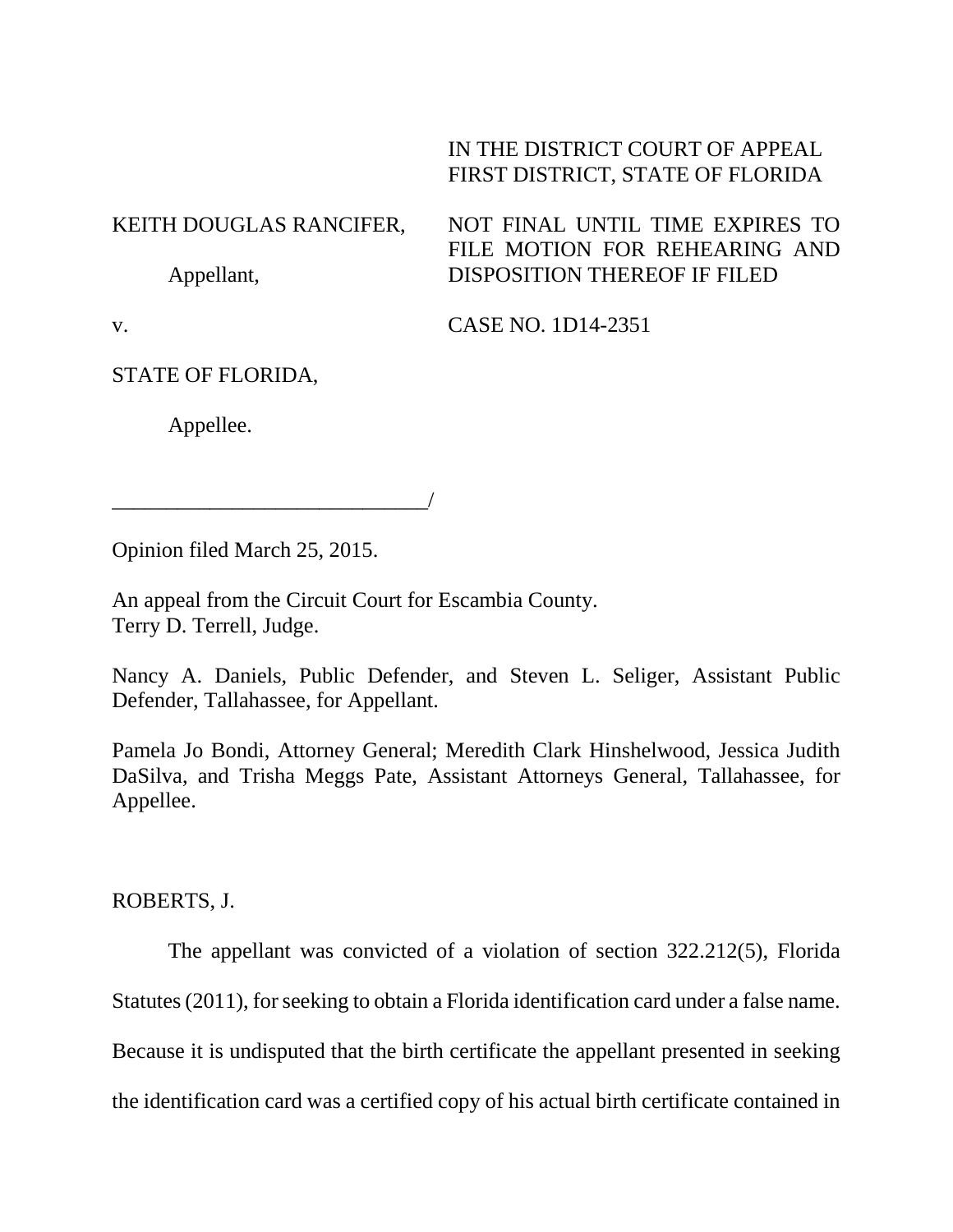IN THE DISTRICT COURT OF APPEAL
FIRST DISTRICT, STATE OF FLORIDA

KEITH DOUGLAS RANCIFER,

Appellant,

NOT FINAL UNTIL TIME EXPIRES TO FILE MOTION FOR REHEARING AND DISPOSITION THEREOF IF FILED

v.

CASE NO. 1D14-2351

STATE OF FLORIDA,

Appellee.

_____________________________/

Opinion filed March 25, 2015.

An appeal from the Circuit Court for Escambia County.
Terry D. Terrell, Judge.

Nancy A. Daniels, Public Defender, and Steven L. Seliger, Assistant Public Defender, Tallahassee, for Appellant.

Pamela Jo Bondi, Attorney General; Meredith Clark Hinshelwood, Jessica Judith DaSilva, and Trisha Meggs Pate, Assistant Attorneys General, Tallahassee, for Appellee.

ROBERTS, J.

The appellant was convicted of a violation of section 322.212(5), Florida Statutes (2011), for seeking to obtain a Florida identification card under a false name. Because it is undisputed that the birth certificate the appellant presented in seeking the identification card was a certified copy of his actual birth certificate contained in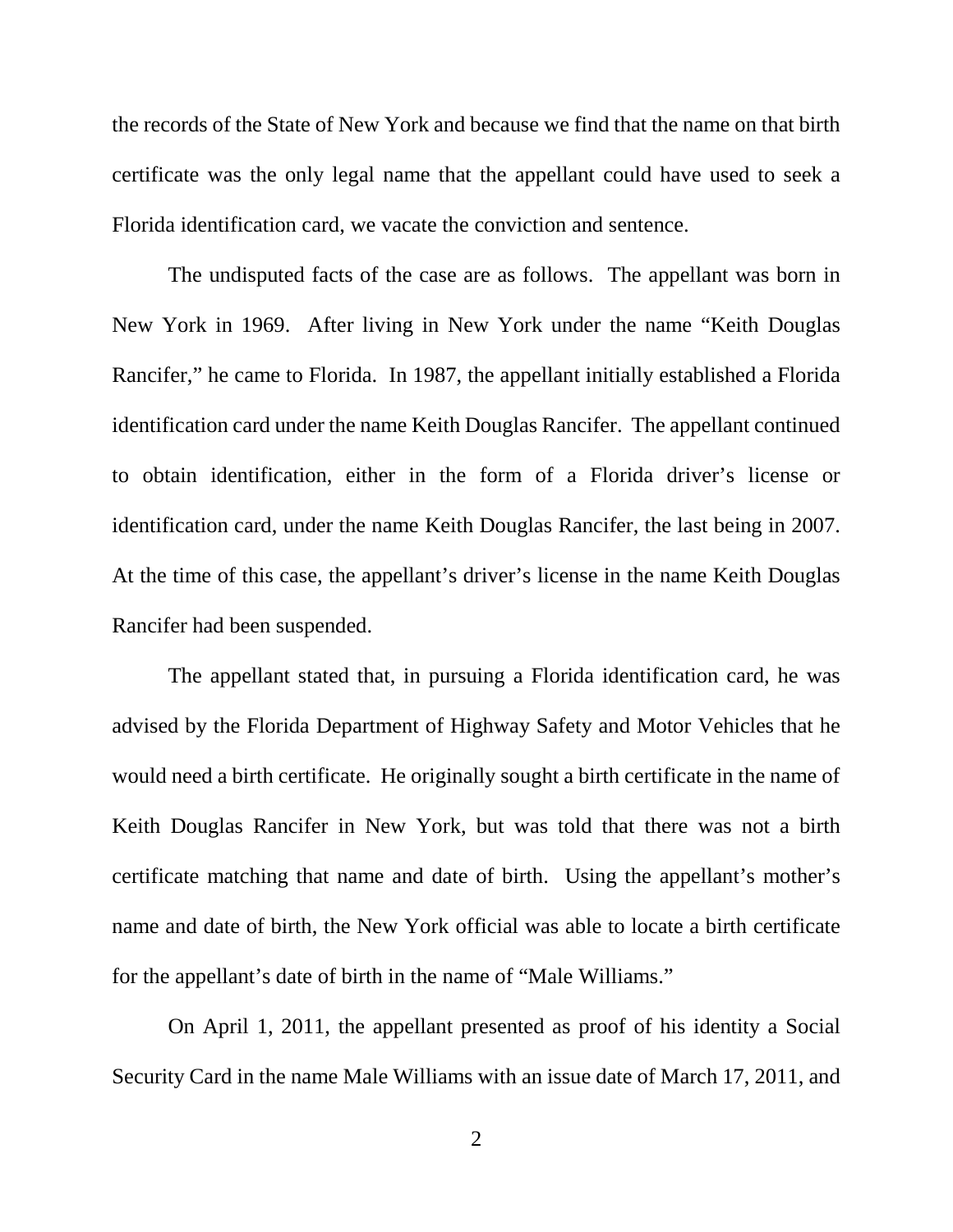the records of the State of New York and because we find that the name on that birth certificate was the only legal name that the appellant could have used to seek a Florida identification card, we vacate the conviction and sentence.

The undisputed facts of the case are as follows. The appellant was born in New York in 1969. After living in New York under the name "Keith Douglas Rancifer," he came to Florida. In 1987, the appellant initially established a Florida identification card under the name Keith Douglas Rancifer. The appellant continued to obtain identification, either in the form of a Florida driver's license or identification card, under the name Keith Douglas Rancifer, the last being in 2007. At the time of this case, the appellant's driver's license in the name Keith Douglas Rancifer had been suspended.

The appellant stated that, in pursuing a Florida identification card, he was advised by the Florida Department of Highway Safety and Motor Vehicles that he would need a birth certificate. He originally sought a birth certificate in the name of Keith Douglas Rancifer in New York, but was told that there was not a birth certificate matching that name and date of birth. Using the appellant's mother's name and date of birth, the New York official was able to locate a birth certificate for the appellant's date of birth in the name of "Male Williams."

On April 1, 2011, the appellant presented as proof of his identity a Social Security Card in the name Male Williams with an issue date of March 17, 2011, and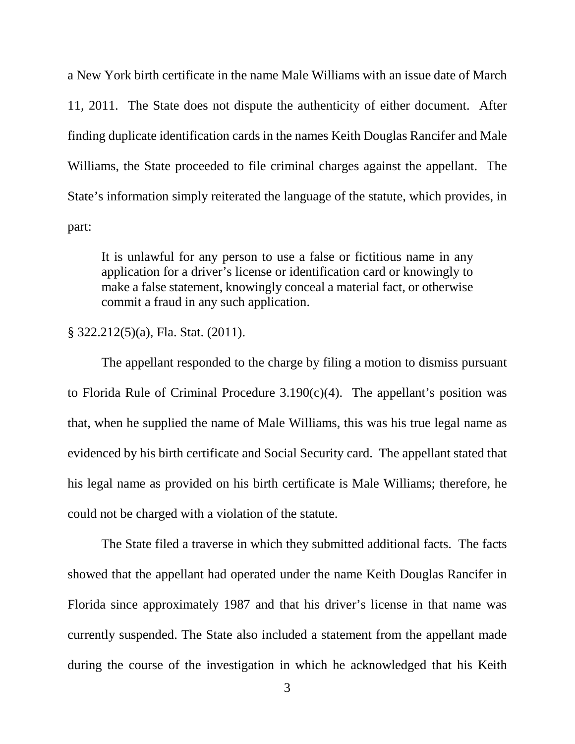a New York birth certificate in the name Male Williams with an issue date of March 11, 2011. The State does not dispute the authenticity of either document. After finding duplicate identification cards in the names Keith Douglas Rancifer and Male Williams, the State proceeded to file criminal charges against the appellant. The State's information simply reiterated the language of the statute, which provides, in part:

> It is unlawful for any person to use a false or fictitious name in any application for a driver's license or identification card or knowingly to make a false statement, knowingly conceal a material fact, or otherwise commit a fraud in any such application.

§ 322.212(5)(a), Fla. Stat. (2011).

The appellant responded to the charge by filing a motion to dismiss pursuant to Florida Rule of Criminal Procedure 3.190(c)(4). The appellant's position was that, when he supplied the name of Male Williams, this was his true legal name as evidenced by his birth certificate and Social Security card. The appellant stated that his legal name as provided on his birth certificate is Male Williams; therefore, he could not be charged with a violation of the statute.

The State filed a traverse in which they submitted additional facts. The facts showed that the appellant had operated under the name Keith Douglas Rancifer in Florida since approximately 1987 and that his driver's license in that name was currently suspended. The State also included a statement from the appellant made during the course of the investigation in which he acknowledged that his Keith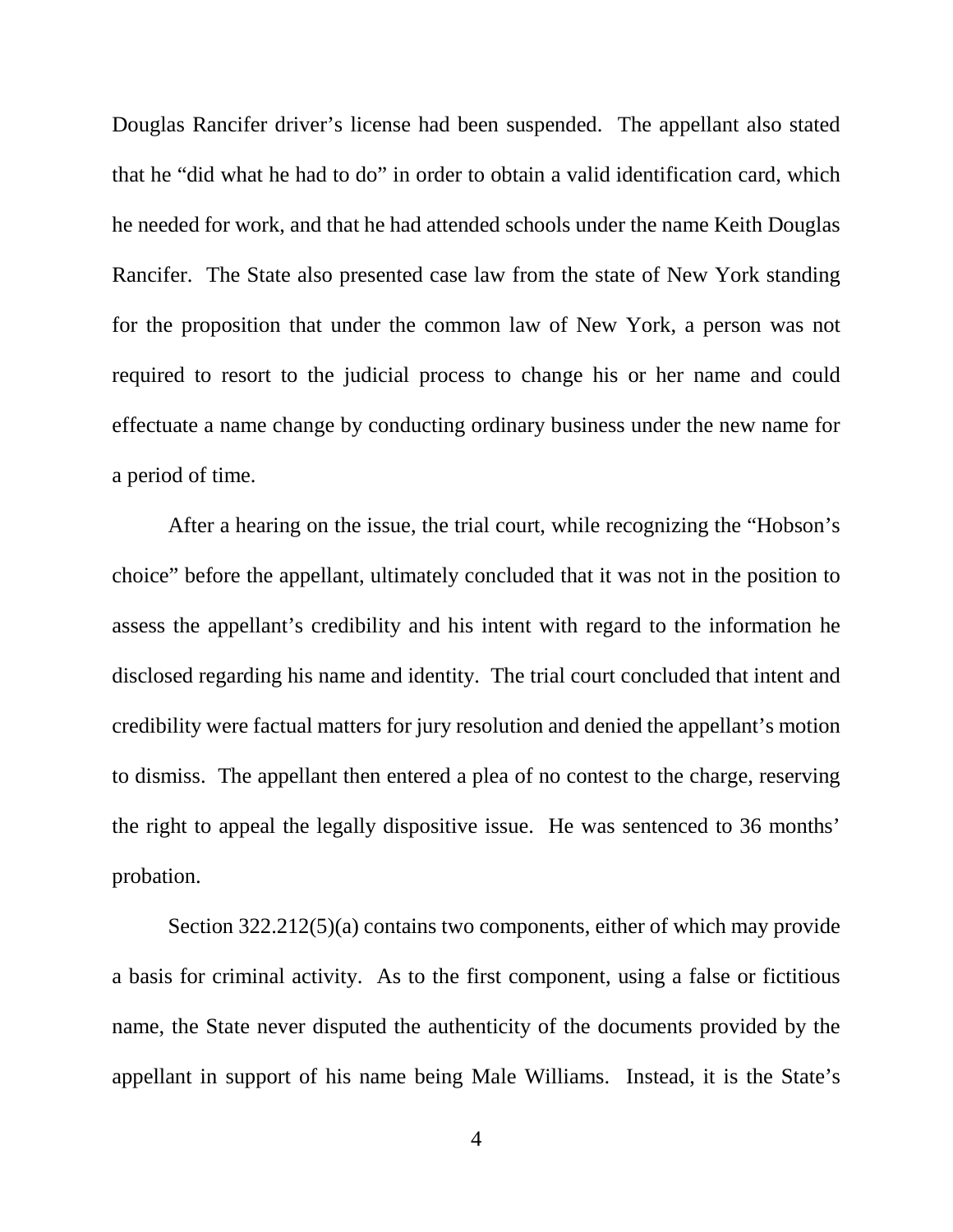Douglas Rancifer driver's license had been suspended. The appellant also stated that he "did what he had to do" in order to obtain a valid identification card, which he needed for work, and that he had attended schools under the name Keith Douglas Rancifer. The State also presented case law from the state of New York standing for the proposition that under the common law of New York, a person was not required to resort to the judicial process to change his or her name and could effectuate a name change by conducting ordinary business under the new name for a period of time.

After a hearing on the issue, the trial court, while recognizing the "Hobson's choice" before the appellant, ultimately concluded that it was not in the position to assess the appellant's credibility and his intent with regard to the information he disclosed regarding his name and identity. The trial court concluded that intent and credibility were factual matters for jury resolution and denied the appellant's motion to dismiss. The appellant then entered a plea of no contest to the charge, reserving the right to appeal the legally dispositive issue. He was sentenced to 36 months' probation.

Section 322.212(5)(a) contains two components, either of which may provide a basis for criminal activity. As to the first component, using a false or fictitious name, the State never disputed the authenticity of the documents provided by the appellant in support of his name being Male Williams. Instead, it is the State's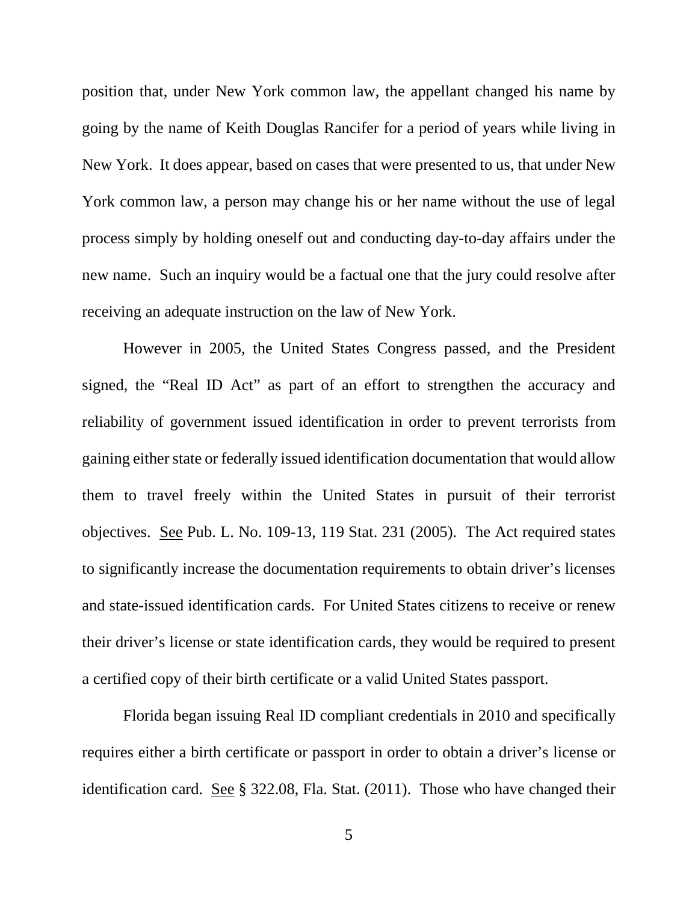position that, under New York common law, the appellant changed his name by going by the name of Keith Douglas Rancifer for a period of years while living in New York. It does appear, based on cases that were presented to us, that under New York common law, a person may change his or her name without the use of legal process simply by holding oneself out and conducting day-to-day affairs under the new name. Such an inquiry would be a factual one that the jury could resolve after receiving an adequate instruction on the law of New York.

However in 2005, the United States Congress passed, and the President signed, the "Real ID Act" as part of an effort to strengthen the accuracy and reliability of government issued identification in order to prevent terrorists from gaining either state or federally issued identification documentation that would allow them to travel freely within the United States in pursuit of their terrorist objectives. See Pub. L. No. 109-13, 119 Stat. 231 (2005). The Act required states to significantly increase the documentation requirements to obtain driver's licenses and state-issued identification cards. For United States citizens to receive or renew their driver's license or state identification cards, they would be required to present a certified copy of their birth certificate or a valid United States passport.

Florida began issuing Real ID compliant credentials in 2010 and specifically requires either a birth certificate or passport in order to obtain a driver's license or identification card. See § 322.08, Fla. Stat. (2011). Those who have changed their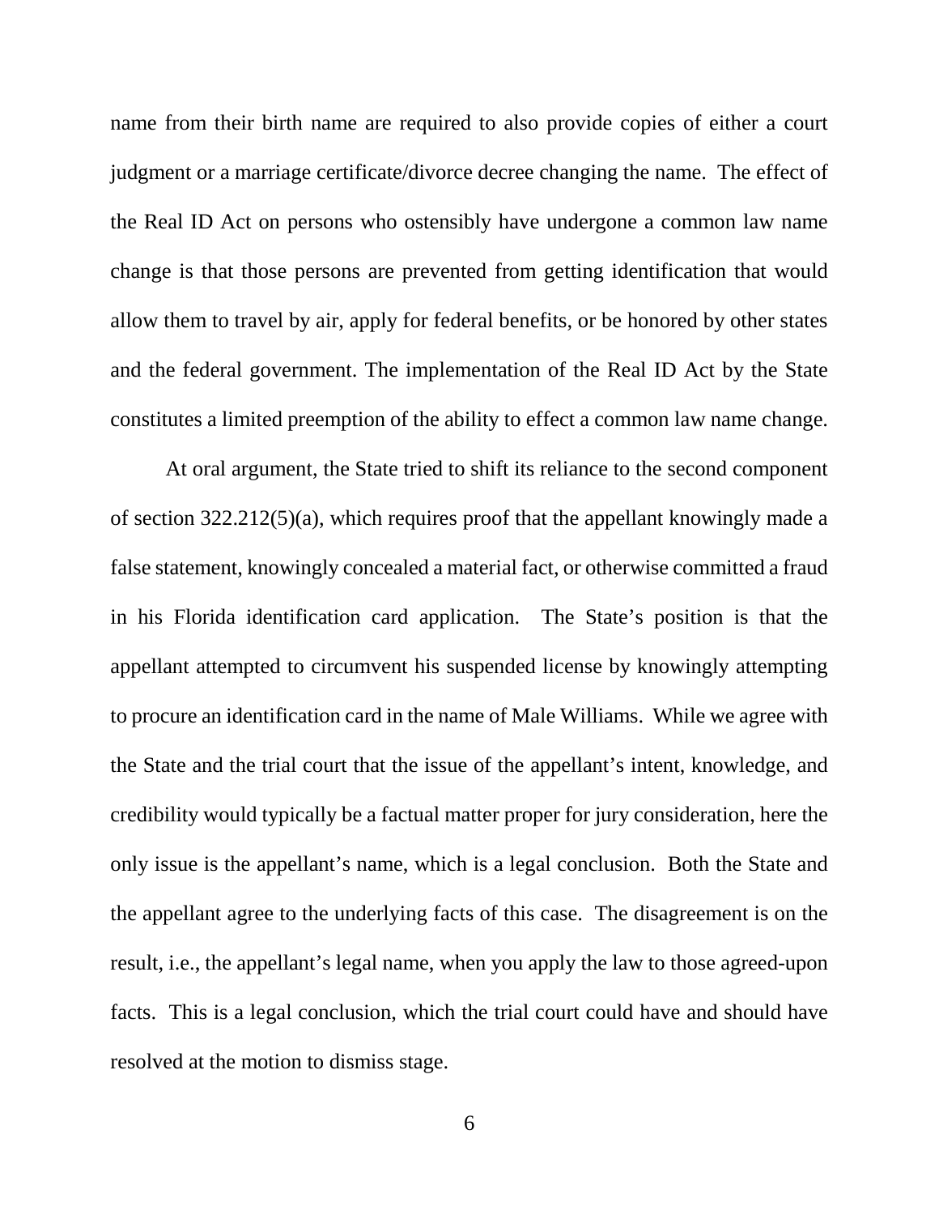name from their birth name are required to also provide copies of either a court judgment or a marriage certificate/divorce decree changing the name. The effect of the Real ID Act on persons who ostensibly have undergone a common law name change is that those persons are prevented from getting identification that would allow them to travel by air, apply for federal benefits, or be honored by other states and the federal government. The implementation of the Real ID Act by the State constitutes a limited preemption of the ability to effect a common law name change.

At oral argument, the State tried to shift its reliance to the second component of section 322.212(5)(a), which requires proof that the appellant knowingly made a false statement, knowingly concealed a material fact, or otherwise committed a fraud in his Florida identification card application. The State's position is that the appellant attempted to circumvent his suspended license by knowingly attempting to procure an identification card in the name of Male Williams. While we agree with the State and the trial court that the issue of the appellant's intent, knowledge, and credibility would typically be a factual matter proper for jury consideration, here the only issue is the appellant's name, which is a legal conclusion. Both the State and the appellant agree to the underlying facts of this case. The disagreement is on the result, i.e., the appellant's legal name, when you apply the law to those agreed-upon facts. This is a legal conclusion, which the trial court could have and should have resolved at the motion to dismiss stage.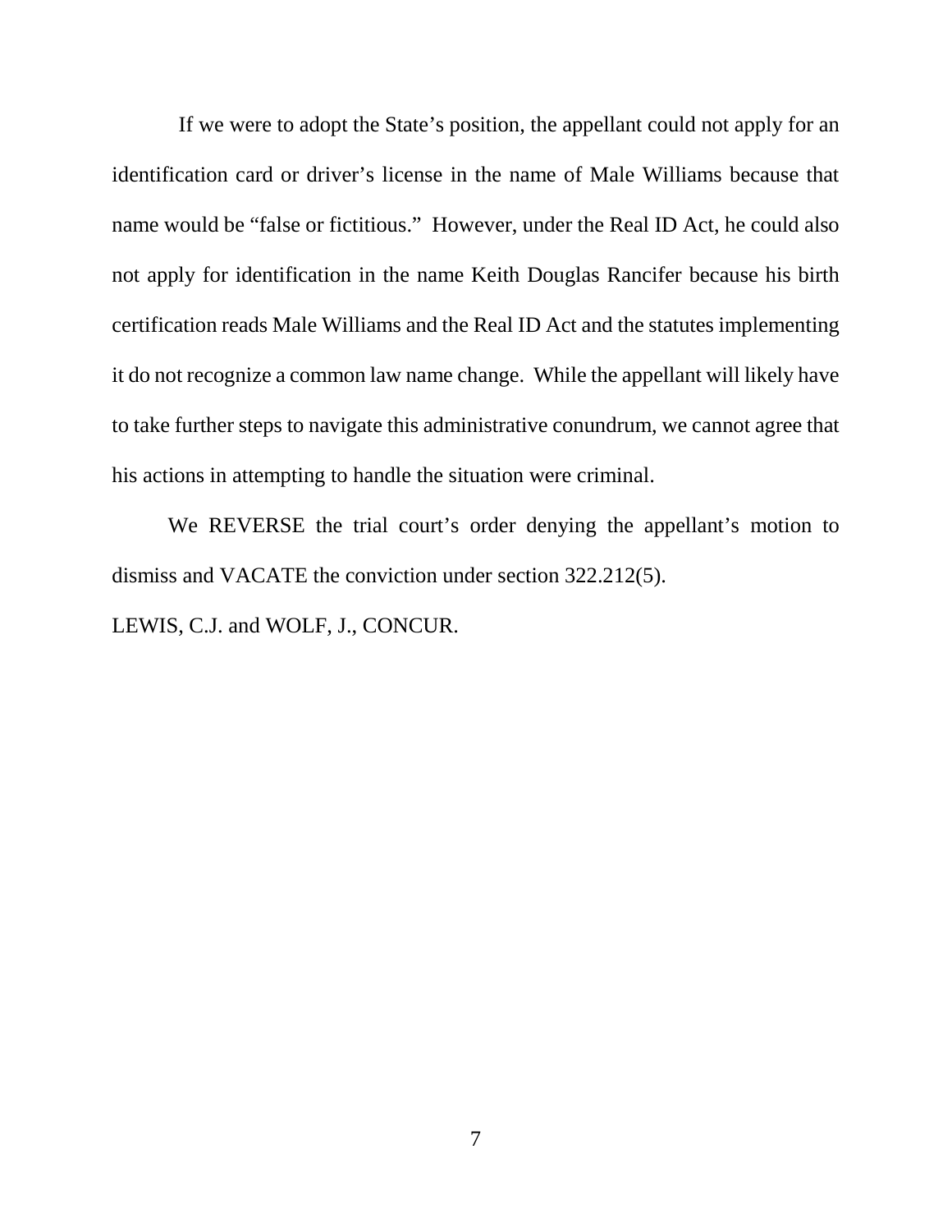If we were to adopt the State's position, the appellant could not apply for an identification card or driver's license in the name of Male Williams because that name would be "false or fictitious." However, under the Real ID Act, he could also not apply for identification in the name Keith Douglas Rancifer because his birth certification reads Male Williams and the Real ID Act and the statutes implementing it do not recognize a common law name change. While the appellant will likely have to take further steps to navigate this administrative conundrum, we cannot agree that his actions in attempting to handle the situation were criminal.

We REVERSE the trial court's order denying the appellant's motion to dismiss and VACATE the conviction under section 322.212(5).

LEWIS, C.J. and WOLF, J., CONCUR.